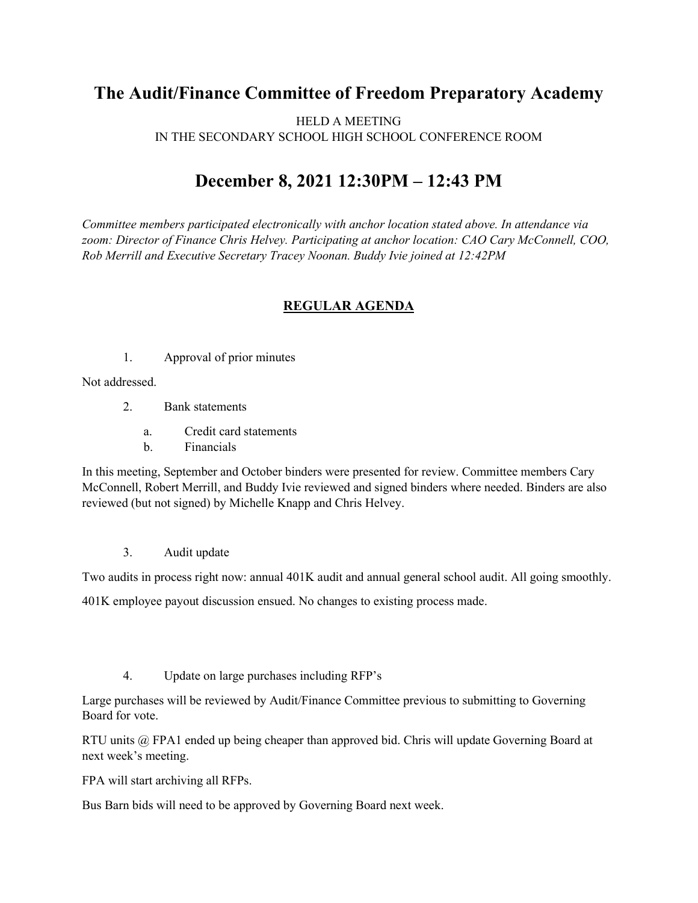# The Audit/Finance Committee of Freedom Preparatory Academy

HELD A MEETING
IN THE SECONDARY SCHOOL HIGH SCHOOL CONFERENCE ROOM

## December 8, 2021 12:30PM – 12:43 PM

*Committee members participated electronically with anchor location stated above. In attendance via zoom: Director of Finance Chris Helvey. Participating at anchor location: CAO Cary McConnell, COO, Rob Merrill and Executive Secretary Tracey Noonan. Buddy Ivie joined at 12:42PM*

### REGULAR AGENDA

1. Approval of prior minutes

Not addressed.

2. Bank statements
    a. Credit card statements
    b. Financials

In this meeting, September and October binders were presented for review. Committee members Cary McConnell, Robert Merrill, and Buddy Ivie reviewed and signed binders where needed. Binders are also reviewed (but not signed) by Michelle Knapp and Chris Helvey.

3. Audit update

Two audits in process right now: annual 401K audit and annual general school audit. All going smoothly.

401K employee payout discussion ensued. No changes to existing process made.

4. Update on large purchases including RFP's

Large purchases will be reviewed by Audit/Finance Committee previous to submitting to Governing Board for vote.

RTU units @ FPA1 ended up being cheaper than approved bid. Chris will update Governing Board at next week's meeting.

FPA will start archiving all RFPs.

Bus Barn bids will need to be approved by Governing Board next week.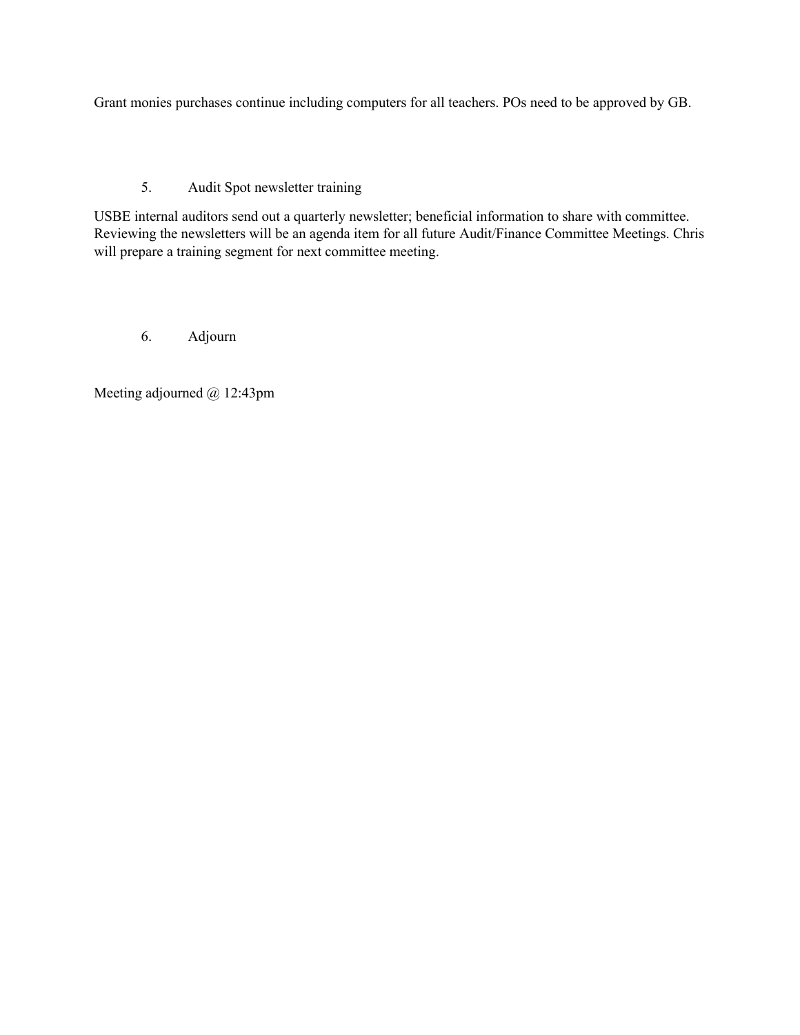Grant monies purchases continue including computers for all teachers. POs need to be approved by GB.

5. Audit Spot newsletter training

USBE internal auditors send out a quarterly newsletter; beneficial information to share with committee. Reviewing the newsletters will be an agenda item for all future Audit/Finance Committee Meetings. Chris will prepare a training segment for next committee meeting.

6. Adjourn

Meeting adjourned @ 12:43pm